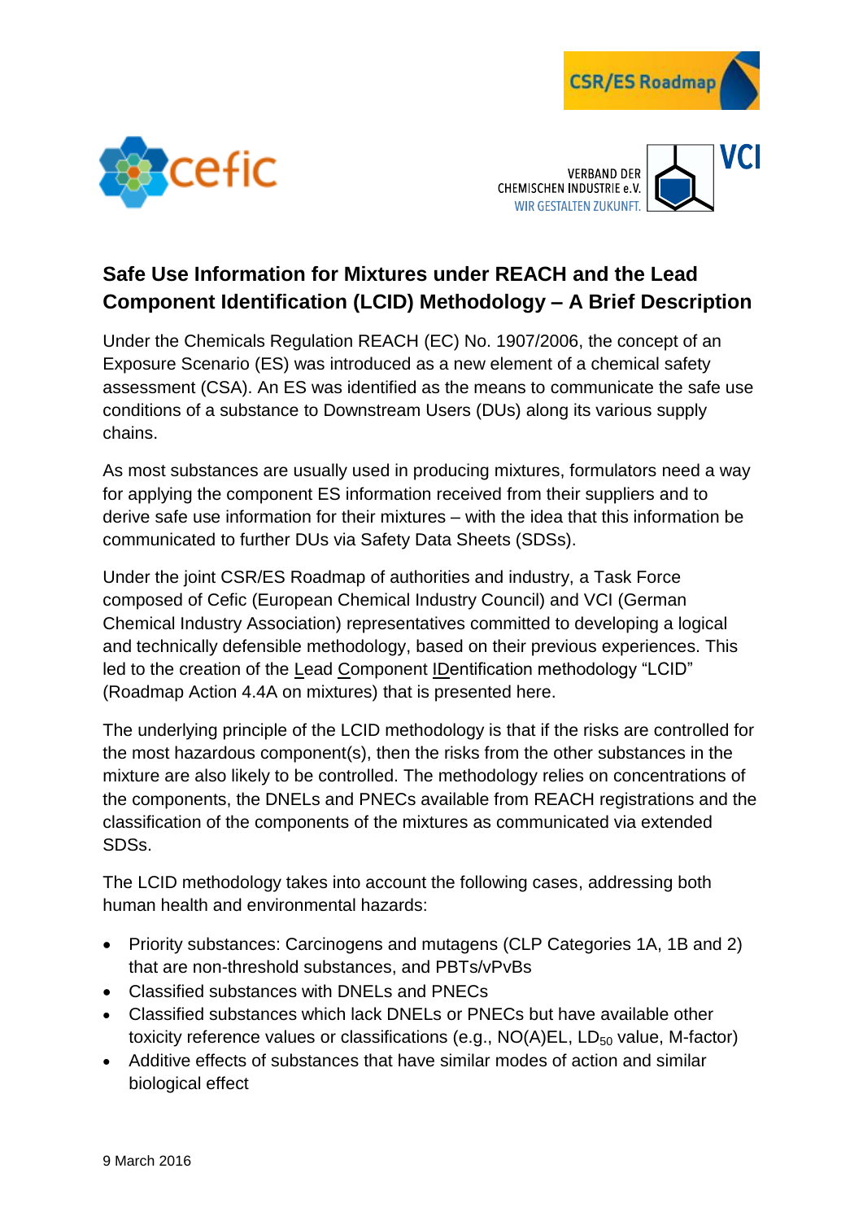# Safe Use Information for Mixtures under REACH and the Lead Component Identification (LCID) Methodology – A Brief Description

Under the Chemicals Regulation REACH (EC) No. 1907/2006, the concept of an Exposure Scenario (ES) was introduced as a new element of a chemical safety assessment (CSA). An ES was identified as the means to communicate the safe use conditions of a substance to Downstream Users (DUs) along its various supply chains.

As most substances are usually used in producing mixtures, formulators need a way for applying the component ES information received from their suppliers and to derive safe use information for their mixtures – with the idea that this information be communicated to further DUs via Safety Data Sheets (SDSs).

Under the joint CSR/ES Roadmap of authorities and industry, a Task Force composed of Cefic (European Chemical Industry Council) and VCI (German Chemical Industry Association) representatives committed to developing a logical and technically defensible methodology, based on their previous experiences. This led to the creation of the Lead Component IDentification methodology "LCID" (Roadmap Action 4.4A on mixtures) that is presented here.

The underlying principle of the LCID methodology is that if the risks are controlled for the most hazardous component(s), then the risks from the other substances in the mixture are also likely to be controlled. The methodology relies on concentrations of the components, the DNELs and PNECs available from REACH registrations and the classification of the components of the mixtures as communicated via extended SDSs.

The LCID methodology takes into account the following cases, addressing both human health and environmental hazards:

- Priority substances: Carcinogens and mutagens (CLP Categories 1A, 1B and 2) that are non-threshold substances, and PBTs/vPvBs
- Classified substances with DNELs and PNECs
- Classified substances which lack DNELs or PNECs but have available other toxicity reference values or classifications (e.g., NO(A)EL, $LD_{50}$ value, M-factor)
- Additive effects of substances that have similar modes of action and similar biological effect

9 March 2016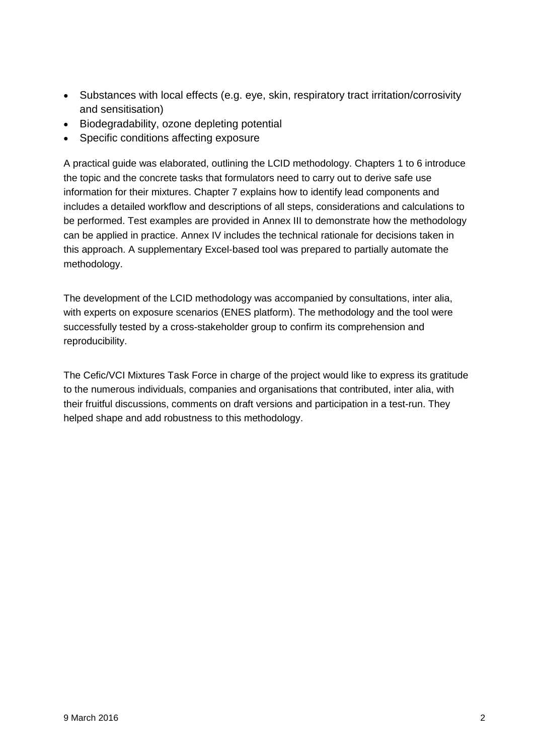- Substances with local effects (e.g. eye, skin, respiratory tract irritation/corrosivity and sensitisation)
- Biodegradability, ozone depleting potential
- Specific conditions affecting exposure

A practical guide was elaborated, outlining the LCID methodology. Chapters 1 to 6 introduce the topic and the concrete tasks that formulators need to carry out to derive safe use information for their mixtures. Chapter 7 explains how to identify lead components and includes a detailed workflow and descriptions of all steps, considerations and calculations to be performed. Test examples are provided in Annex III to demonstrate how the methodology can be applied in practice. Annex IV includes the technical rationale for decisions taken in this approach. A supplementary Excel-based tool was prepared to partially automate the methodology.

The development of the LCID methodology was accompanied by consultations, inter alia, with experts on exposure scenarios (ENES platform). The methodology and the tool were successfully tested by a cross-stakeholder group to confirm its comprehension and reproducibility.

The Cefic/VCI Mixtures Task Force in charge of the project would like to express its gratitude to the numerous individuals, companies and organisations that contributed, inter alia, with their fruitful discussions, comments on draft versions and participation in a test-run. They helped shape and add robustness to this methodology.